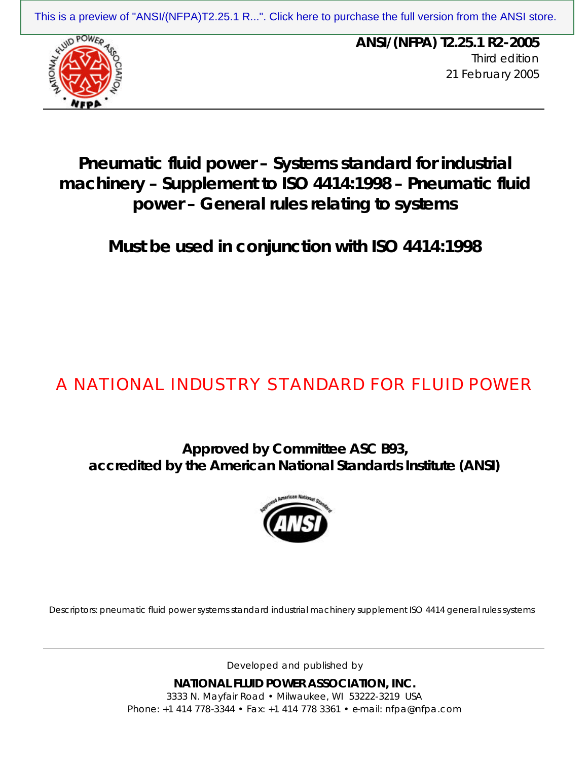**ANSI/(NFPA) T2.25.1 R2-2005**
Third edition
21 February 2005

# Pneumatic fluid power – Systems standard for industrial machinery – Supplement to ISO 4414:1998 – Pneumatic fluid power – General rules relating to systems

## Must be used in conjunction with ISO 4414:1998

A NATIONAL INDUSTRY STANDARD FOR FLUID POWER

**Approved by Committee ASC B93, accredited by the American National Standards Institute (ANSI)**

Descriptors: pneumatic fluid power systems standard industrial machinery supplement ISO 4414 general rules systems

Developed and published by

**NATIONAL FLUID POWER ASSOCIATION, INC.**
3333 N. Mayfair Road • Milwaukee, WI 53222-3219 USA
Phone: +1 414 778-3344 • Fax: +1 414 778 3361 • e-mail: nfpa@nfpa.com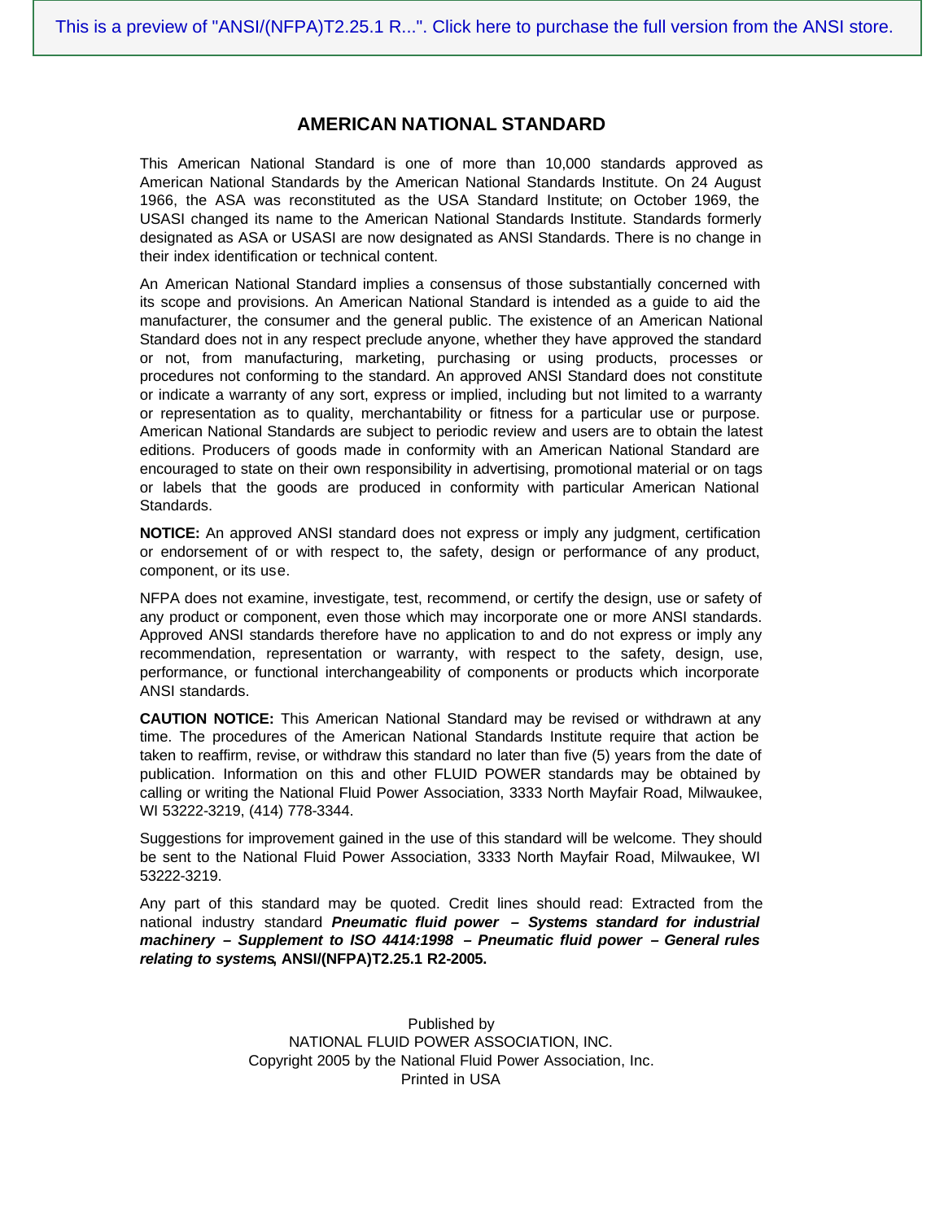## AMERICAN NATIONAL STANDARD

This American National Standard is one of more than 10,000 standards approved as American National Standards by the American National Standards Institute. On 24 August 1966, the ASA was reconstituted as the USA Standard Institute; on October 1969, the USASI changed its name to the American National Standards Institute. Standards formerly designated as ASA or USASI are now designated as ANSI Standards. There is no change in their index identification or technical content.

An American National Standard implies a consensus of those substantially concerned with its scope and provisions. An American National Standard is intended as a guide to aid the manufacturer, the consumer and the general public. The existence of an American National Standard does not in any respect preclude anyone, whether they have approved the standard or not, from manufacturing, marketing, purchasing or using products, processes or procedures not conforming to the standard. An approved ANSI Standard does not constitute or indicate a warranty of any sort, express or implied, including but not limited to a warranty or representation as to quality, merchantability or fitness for a particular use or purpose. American National Standards are subject to periodic review and users are to obtain the latest editions. Producers of goods made in conformity with an American National Standard are encouraged to state on their own responsibility in advertising, promotional material or on tags or labels that the goods are produced in conformity with particular American National Standards.

**NOTICE:** An approved ANSI standard does not express or imply any judgment, certification or endorsement of or with respect to, the safety, design or performance of any product, component, or its use.

NFPA does not examine, investigate, test, recommend, or certify the design, use or safety of any product or component, even those which may incorporate one or more ANSI standards. Approved ANSI standards therefore have no application to and do not express or imply any recommendation, representation or warranty, with respect to the safety, design, use, performance, or functional interchangeability of components or products which incorporate ANSI standards.

**CAUTION NOTICE:** This American National Standard may be revised or withdrawn at any time. The procedures of the American National Standards Institute require that action be taken to reaffirm, revise, or withdraw this standard no later than five (5) years from the date of publication. Information on this and other FLUID POWER standards may be obtained by calling or writing the National Fluid Power Association, 3333 North Mayfair Road, Milwaukee, WI 53222-3219, (414) 778-3344.

Suggestions for improvement gained in the use of this standard will be welcome. They should be sent to the National Fluid Power Association, 3333 North Mayfair Road, Milwaukee, WI 53222-3219.

Any part of this standard may be quoted. Credit lines should read: Extracted from the national industry standard ***Pneumatic fluid power – Systems standard for industrial machinery – Supplement to ISO 4414:1998 – Pneumatic fluid power – General rules relating to systems*, ANSI/(NFPA)T2.25.1 R2-2005.**

Published by
NATIONAL FLUID POWER ASSOCIATION, INC.
Copyright 2005 by the National Fluid Power Association, Inc.
Printed in USA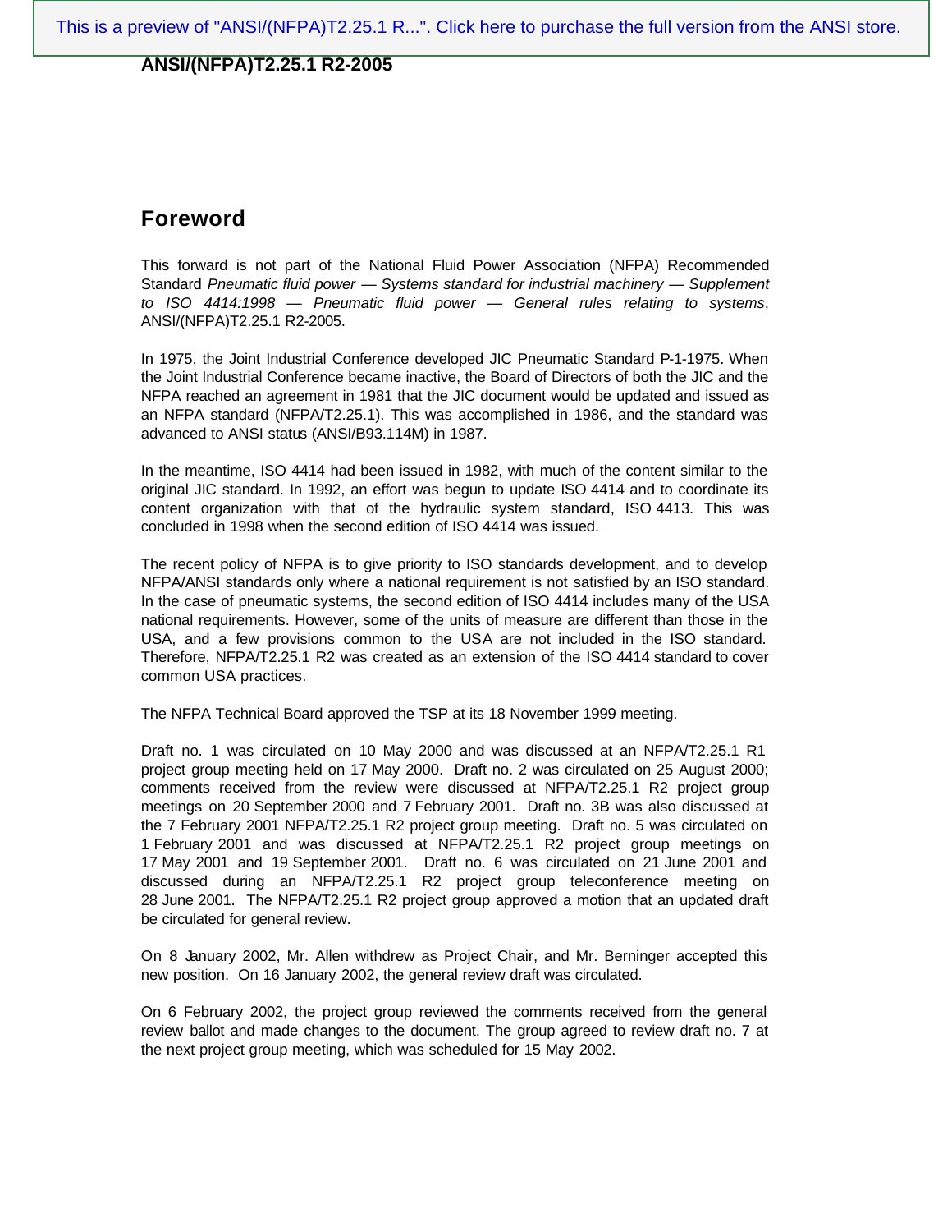## Foreword

This forward is not part of the National Fluid Power Association (NFPA) Recommended Standard *Pneumatic fluid power — Systems standard for industrial machinery — Supplement to ISO 4414:1998 — Pneumatic fluid power — General rules relating to systems*, ANSI/(NFPA)T2.25.1 R2-2005.

In 1975, the Joint Industrial Conference developed JIC Pneumatic Standard P-1-1975. When the Joint Industrial Conference became inactive, the Board of Directors of both the JIC and the NFPA reached an agreement in 1981 that the JIC document would be updated and issued as an NFPA standard (NFPA/T2.25.1). This was accomplished in 1986, and the standard was advanced to ANSI status (ANSI/B93.114M) in 1987.

In the meantime, ISO 4414 had been issued in 1982, with much of the content similar to the original JIC standard. In 1992, an effort was begun to update ISO 4414 and to coordinate its content organization with that of the hydraulic system standard, ISO 4413. This was concluded in 1998 when the second edition of ISO 4414 was issued.

The recent policy of NFPA is to give priority to ISO standards development, and to develop NFPA/ANSI standards only where a national requirement is not satisfied by an ISO standard. In the case of pneumatic systems, the second edition of ISO 4414 includes many of the USA national requirements. However, some of the units of measure are different than those in the USA, and a few provisions common to the USA are not included in the ISO standard. Therefore, NFPA/T2.25.1 R2 was created as an extension of the ISO 4414 standard to cover common USA practices.

The NFPA Technical Board approved the TSP at its 18 November 1999 meeting.

Draft no. 1 was circulated on 10 May 2000 and was discussed at an NFPA/T2.25.1 R1 project group meeting held on 17 May 2000. Draft no. 2 was circulated on 25 August 2000; comments received from the review were discussed at NFPA/T2.25.1 R2 project group meetings on 20 September 2000 and 7 February 2001. Draft no. 3B was also discussed at the 7 February 2001 NFPA/T2.25.1 R2 project group meeting. Draft no. 5 was circulated on 1 February 2001 and was discussed at NFPA/T2.25.1 R2 project group meetings on 17 May 2001 and 19 September 2001. Draft no. 6 was circulated on 21 June 2001 and discussed during an NFPA/T2.25.1 R2 project group teleconference meeting on 28 June 2001. The NFPA/T2.25.1 R2 project group approved a motion that an updated draft be circulated for general review.

On 8 January 2002, Mr. Allen withdrew as Project Chair, and Mr. Berninger accepted this new position. On 16 January 2002, the general review draft was circulated.

On 6 February 2002, the project group reviewed the comments received from the general review ballot and made changes to the document. The group agreed to review draft no. 7 at the next project group meeting, which was scheduled for 15 May 2002.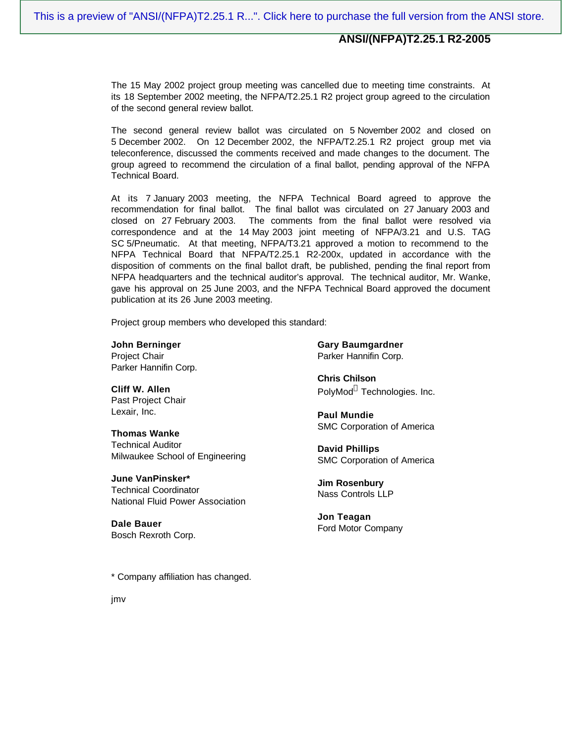The 15 May 2002 project group meeting was cancelled due to meeting time constraints. At its 18 September 2002 meeting, the NFPA/T2.25.1 R2 project group agreed to the circulation of the second general review ballot.

The second general review ballot was circulated on 5 November 2002 and closed on 5 December 2002. On 12 December 2002, the NFPA/T2.25.1 R2 project group met via teleconference, discussed the comments received and made changes to the document. The group agreed to recommend the circulation of a final ballot, pending approval of the NFPA Technical Board.

At its 7 January 2003 meeting, the NFPA Technical Board agreed to approve the recommendation for final ballot. The final ballot was circulated on 27 January 2003 and closed on 27 February 2003. The comments from the final ballot were resolved via correspondence and at the 14 May 2003 joint meeting of NFPA/3.21 and U.S. TAG SC 5/Pneumatic. At that meeting, NFPA/T3.21 approved a motion to recommend to the NFPA Technical Board that NFPA/T2.25.1 R2-200x, updated in accordance with the disposition of comments on the final ballot draft, be published, pending the final report from NFPA headquarters and the technical auditor's approval. The technical auditor, Mr. Wanke, gave his approval on 25 June 2003, and the NFPA Technical Board approved the document publication at its 26 June 2003 meeting.

Project group members who developed this standard:

**John Berninger**
Project Chair
Parker Hannifin Corp.

**Cliff W. Allen**
Past Project Chair
Lexair, Inc.

**Thomas Wanke**
Technical Auditor
Milwaukee School of Engineering

**June VanPinsker***
Technical Coordinator
National Fluid Power Association

**Dale Bauer**
Bosch Rexroth Corp.

**Gary Baumgardner**
Parker Hannifin Corp.

**Chris Chilson**
PolyMod Technologies. Inc.

**Paul Mundie**
SMC Corporation of America

**David Phillips**
SMC Corporation of America

**Jim Rosenbury**
Nass Controls LLP

**Jon Teagan**
Ford Motor Company

* Company affiliation has changed.

jmv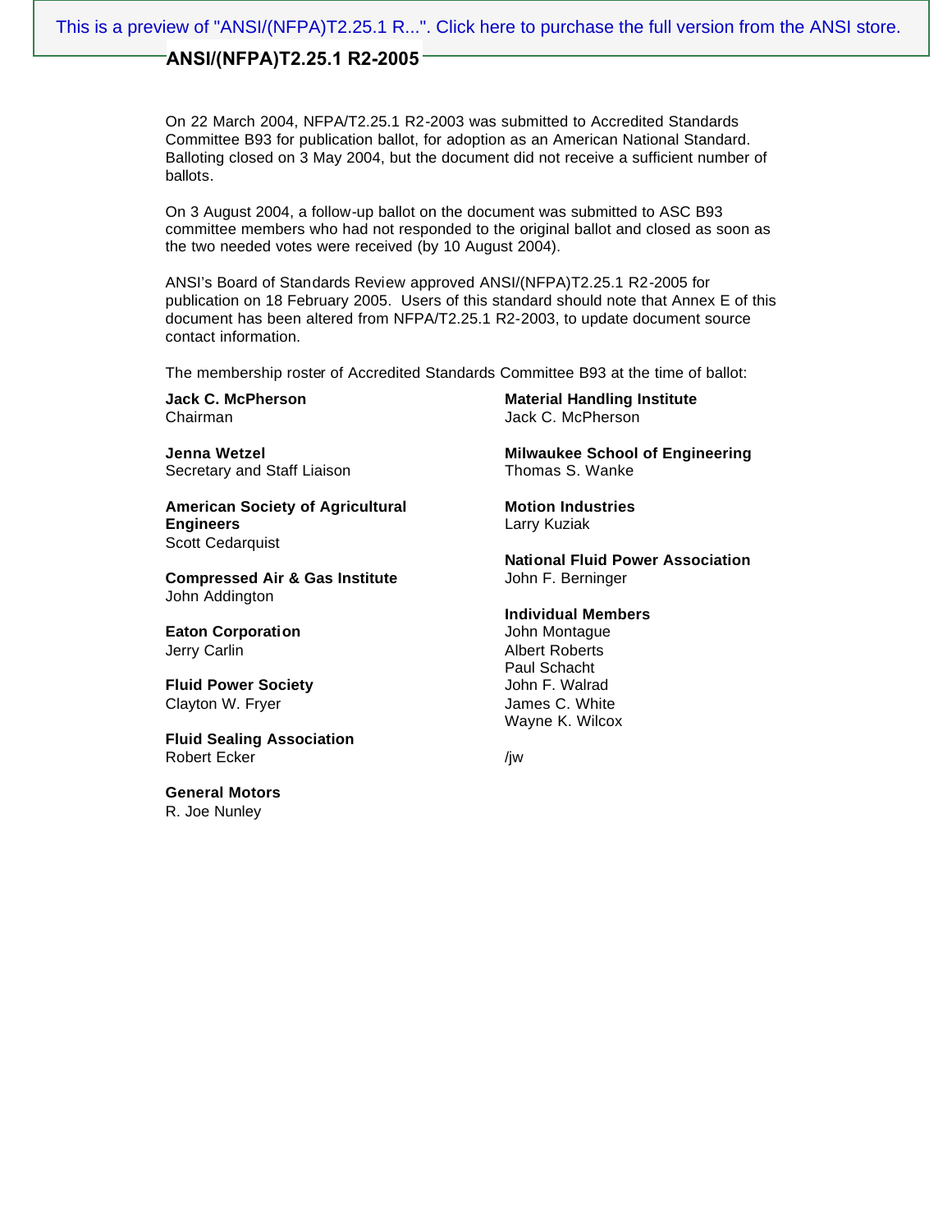# ANSI/(NFPA)T2.25.1 R2-2005

On 22 March 2004, NFPA/T2.25.1 R2-2003 was submitted to Accredited Standards Committee B93 for publication ballot, for adoption as an American National Standard. Balloting closed on 3 May 2004, but the document did not receive a sufficient number of ballots.

On 3 August 2004, a follow-up ballot on the document was submitted to ASC B93 committee members who had not responded to the original ballot and closed as soon as the two needed votes were received (by 10 August 2004).

ANSI's Board of Standards Review approved ANSI/(NFPA)T2.25.1 R2-2005 for publication on 18 February 2005. Users of this standard should note that Annex E of this document has been altered from NFPA/T2.25.1 R2-2003, to update document source contact information.

The membership roster of Accredited Standards Committee B93 at the time of ballot:

**Jack C. McPherson**
Chairman

**Jenna Wetzel**
Secretary and Staff Liaison

**American Society of Agricultural Engineers**
Scott Cedarquist

**Compressed Air & Gas Institute**
John Addington

**Eaton Corporation**
Jerry Carlin

**Fluid Power Society**
Clayton W. Fryer

**Fluid Sealing Association**
Robert Ecker

**General Motors**
R. Joe Nunley

**Material Handling Institute**
Jack C. McPherson

**Milwaukee School of Engineering**
Thomas S. Wanke

**Motion Industries**
Larry Kuziak

**National Fluid Power Association**
John F. Berninger

**Individual Members**
John Montague
Albert Roberts
Paul Schacht
John F. Walrad
James C. White
Wayne K. Wilcox

/jw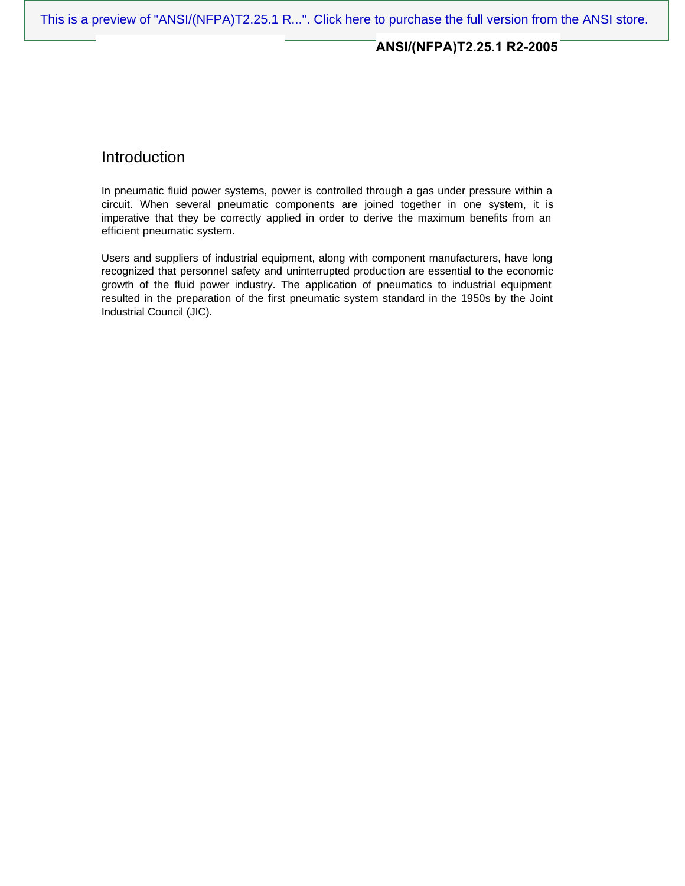## Introduction

In pneumatic fluid power systems, power is controlled through a gas under pressure within a circuit. When several pneumatic components are joined together in one system, it is imperative that they be correctly applied in order to derive the maximum benefits from an efficient pneumatic system.

Users and suppliers of industrial equipment, along with component manufacturers, have long recognized that personnel safety and uninterrupted production are essential to the economic growth of the fluid power industry. The application of pneumatics to industrial equipment resulted in the preparation of the first pneumatic system standard in the 1950s by the Joint Industrial Council (JIC).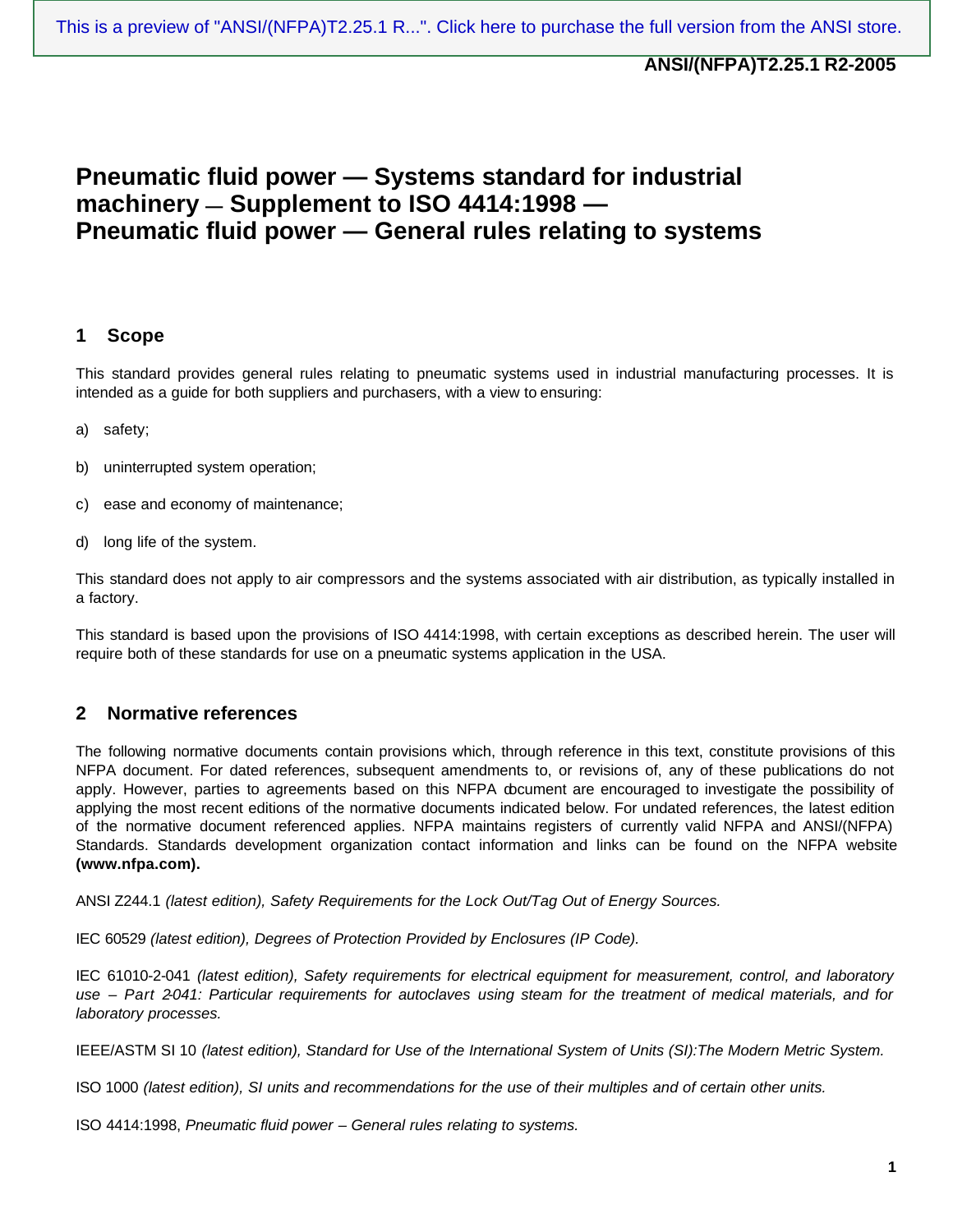# Pneumatic fluid power — Systems standard for industrial machinery — Supplement to ISO 4414:1998 — Pneumatic fluid power — General rules relating to systems

## 1 Scope

This standard provides general rules relating to pneumatic systems used in industrial manufacturing processes. It is intended as a guide for both suppliers and purchasers, with a view to ensuring:

a) safety;

b) uninterrupted system operation;

c) ease and economy of maintenance;

d) long life of the system.

This standard does not apply to air compressors and the systems associated with air distribution, as typically installed in a factory.

This standard is based upon the provisions of ISO 4414:1998, with certain exceptions as described herein. The user will require both of these standards for use on a pneumatic systems application in the USA.

## 2 Normative references

The following normative documents contain provisions which, through reference in this text, constitute provisions of this NFPA document. For dated references, subsequent amendments to, or revisions of, any of these publications do not apply. However, parties to agreements based on this NFPA document are encouraged to investigate the possibility of applying the most recent editions of the normative documents indicated below. For undated references, the latest edition of the normative document referenced applies. NFPA maintains registers of currently valid NFPA and ANSI/(NFPA) Standards. Standards development organization contact information and links can be found on the NFPA website **(www.nfpa.com).**

ANSI Z244.1 *(latest edition), Safety Requirements for the Lock Out/Tag Out of Energy Sources.*

IEC 60529 *(latest edition), Degrees of Protection Provided by Enclosures (IP Code).*

IEC 61010-2-041 *(latest edition), Safety requirements for electrical equipment for measurement, control, and laboratory use – Part 2-041: Particular requirements for autoclaves using steam for the treatment of medical materials, and for laboratory processes.*

IEEE/ASTM SI 10 *(latest edition), Standard for Use of the International System of Units (SI):The Modern Metric System.*

ISO 1000 *(latest edition), SI units and recommendations for the use of their multiples and of certain other units.*

ISO 4414:1998, *Pneumatic fluid power – General rules relating to systems.*